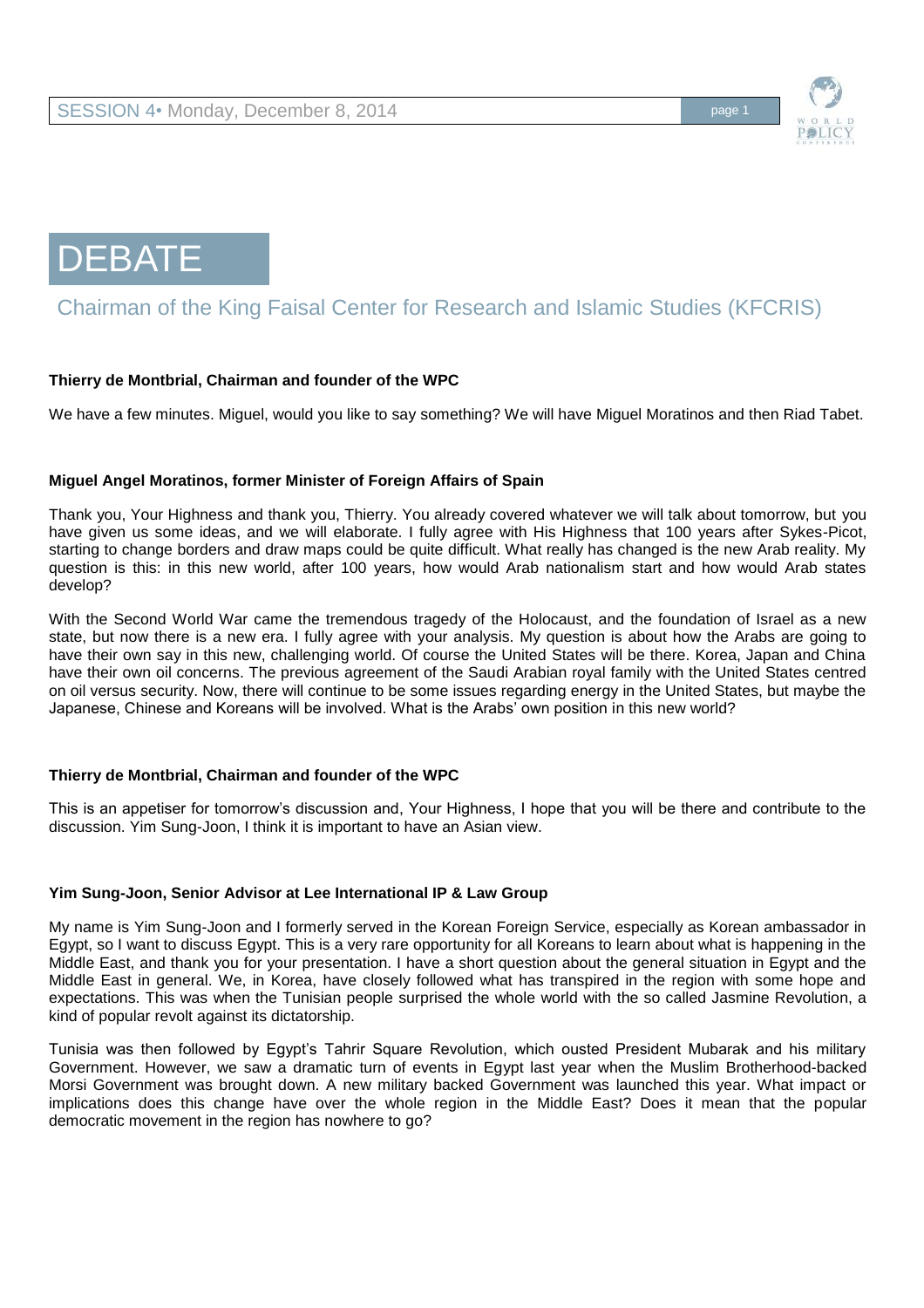# DEBATE

## Chairman of the King Faisal Center for Research and Islamic Studies (KFCRIS)

**Thierry de Montbrial, Chairman and founder of the WPC**

We have a few minutes. Miguel, would you like to say something? We will have Miguel Moratinos and then Riad Tabet.

**Miguel Angel Moratinos, former Minister of Foreign Affairs of Spain**

Thank you, Your Highness and thank you, Thierry. You already covered whatever we will talk about tomorrow, but you have given us some ideas, and we will elaborate. I fully agree with His Highness that 100 years after Sykes-Picot, starting to change borders and draw maps could be quite difficult. What really has changed is the new Arab reality. My question is this: in this new world, after 100 years, how would Arab nationalism start and how would Arab states develop?

With the Second World War came the tremendous tragedy of the Holocaust, and the foundation of Israel as a new state, but now there is a new era. I fully agree with your analysis. My question is about how the Arabs are going to have their own say in this new, challenging world. Of course the United States will be there. Korea, Japan and China have their own oil concerns. The previous agreement of the Saudi Arabian royal family with the United States centred on oil versus security. Now, there will continue to be some issues regarding energy in the United States, but maybe the Japanese, Chinese and Koreans will be involved. What is the Arabs' own position in this new world?

**Thierry de Montbrial, Chairman and founder of the WPC**

This is an appetiser for tomorrow's discussion and, Your Highness, I hope that you will be there and contribute to the discussion. Yim Sung-Joon, I think it is important to have an Asian view.

**Yim Sung-Joon, Senior Advisor at Lee International IP & Law Group**

My name is Yim Sung-Joon and I formerly served in the Korean Foreign Service, especially as Korean ambassador in Egypt, so I want to discuss Egypt. This is a very rare opportunity for all Koreans to learn about what is happening in the Middle East, and thank you for your presentation. I have a short question about the general situation in Egypt and the Middle East in general. We, in Korea, have closely followed what has transpired in the region with some hope and expectations. This was when the Tunisian people surprised the whole world with the so called Jasmine Revolution, a kind of popular revolt against its dictatorship.

Tunisia was then followed by Egypt's Tahrir Square Revolution, which ousted President Mubarak and his military Government. However, we saw a dramatic turn of events in Egypt last year when the Muslim Brotherhood-backed Morsi Government was brought down. A new military backed Government was launched this year. What impact or implications does this change have over the whole region in the Middle East? Does it mean that the popular democratic movement in the region has nowhere to go?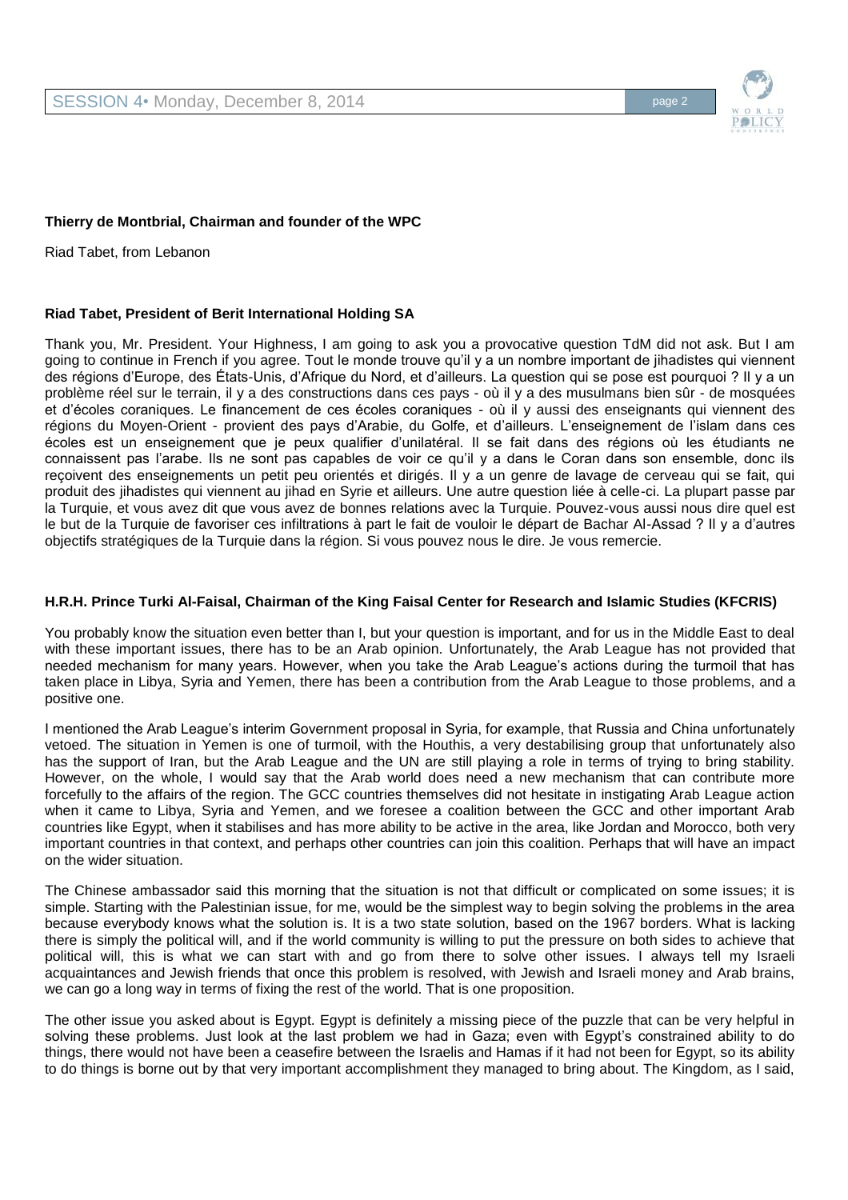**Thierry de Montbrial, Chairman and founder of the WPC**

Riad Tabet, from Lebanon

**Riad Tabet, President of Berit International Holding SA**

Thank you, Mr. President. Your Highness, I am going to ask you a provocative question TdM did not ask. But I am going to continue in French if you agree. Tout le monde trouve qu'il y a un nombre important de jihadistes qui viennent des régions d'Europe, des États-Unis, d'Afrique du Nord, et d'ailleurs. La question qui se pose est pourquoi ? Il y a un problème réel sur le terrain, il y a des constructions dans ces pays - où il y a des musulmans bien sûr - de mosquées et d'écoles coraniques. Le financement de ces écoles coraniques - où il y aussi des enseignants qui viennent des régions du Moyen-Orient - provient des pays d'Arabie, du Golfe, et d'ailleurs. L'enseignement de l'islam dans ces écoles est un enseignement que je peux qualifier d'unilatéral. Il se fait dans des régions où les étudiants ne connaissent pas l'arabe. Ils ne sont pas capables de voir ce qu'il y a dans le Coran dans son ensemble, donc ils reçoivent des enseignements un petit peu orientés et dirigés. Il y a un genre de lavage de cerveau qui se fait, qui produit des jihadistes qui viennent au jihad en Syrie et ailleurs. Une autre question liée à celle-ci. La plupart passe par la Turquie, et vous avez dit que vous avez de bonnes relations avec la Turquie. Pouvez-vous aussi nous dire quel est le but de la Turquie de favoriser ces infiltrations à part le fait de vouloir le départ de Bachar Al-Assad ? Il y a d'autres objectifs stratégiques de la Turquie dans la région. Si vous pouvez nous le dire. Je vous remercie.

**H.R.H. Prince Turki Al-Faisal, Chairman of the King Faisal Center for Research and Islamic Studies (KFCRIS)**

You probably know the situation even better than I, but your question is important, and for us in the Middle East to deal with these important issues, there has to be an Arab opinion. Unfortunately, the Arab League has not provided that needed mechanism for many years. However, when you take the Arab League's actions during the turmoil that has taken place in Libya, Syria and Yemen, there has been a contribution from the Arab League to those problems, and a positive one.

I mentioned the Arab League's interim Government proposal in Syria, for example, that Russia and China unfortunately vetoed. The situation in Yemen is one of turmoil, with the Houthis, a very destabilising group that unfortunately also has the support of Iran, but the Arab League and the UN are still playing a role in terms of trying to bring stability. However, on the whole, I would say that the Arab world does need a new mechanism that can contribute more forcefully to the affairs of the region. The GCC countries themselves did not hesitate in instigating Arab League action when it came to Libya, Syria and Yemen, and we foresee a coalition between the GCC and other important Arab countries like Egypt, when it stabilises and has more ability to be active in the area, like Jordan and Morocco, both very important countries in that context, and perhaps other countries can join this coalition. Perhaps that will have an impact on the wider situation.

The Chinese ambassador said this morning that the situation is not that difficult or complicated on some issues; it is simple. Starting with the Palestinian issue, for me, would be the simplest way to begin solving the problems in the area because everybody knows what the solution is. It is a two state solution, based on the 1967 borders. What is lacking there is simply the political will, and if the world community is willing to put the pressure on both sides to achieve that political will, this is what we can start with and go from there to solve other issues. I always tell my Israeli acquaintances and Jewish friends that once this problem is resolved, with Jewish and Israeli money and Arab brains, we can go a long way in terms of fixing the rest of the world. That is one proposition.

The other issue you asked about is Egypt. Egypt is definitely a missing piece of the puzzle that can be very helpful in solving these problems. Just look at the last problem we had in Gaza; even with Egypt's constrained ability to do things, there would not have been a ceasefire between the Israelis and Hamas if it had not been for Egypt, so its ability to do things is borne out by that very important accomplishment they managed to bring about. The Kingdom, as I said,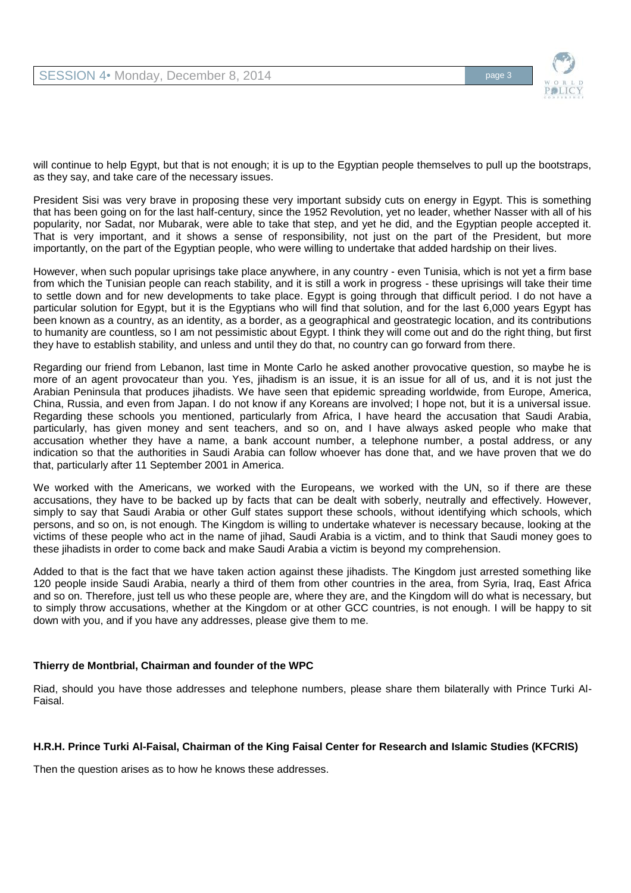will continue to help Egypt, but that is not enough; it is up to the Egyptian people themselves to pull up the bootstraps, as they say, and take care of the necessary issues.

President Sisi was very brave in proposing these very important subsidy cuts on energy in Egypt. This is something that has been going on for the last half-century, since the 1952 Revolution, yet no leader, whether Nasser with all of his popularity, nor Sadat, nor Mubarak, were able to take that step, and yet he did, and the Egyptian people accepted it. That is very important, and it shows a sense of responsibility, not just on the part of the President, but more importantly, on the part of the Egyptian people, who were willing to undertake that added hardship on their lives.

However, when such popular uprisings take place anywhere, in any country - even Tunisia, which is not yet a firm base from which the Tunisian people can reach stability, and it is still a work in progress - these uprisings will take their time to settle down and for new developments to take place. Egypt is going through that difficult period. I do not have a particular solution for Egypt, but it is the Egyptians who will find that solution, and for the last 6,000 years Egypt has been known as a country, as an identity, as a border, as a geographical and geostrategic location, and its contributions to humanity are countless, so I am not pessimistic about Egypt. I think they will come out and do the right thing, but first they have to establish stability, and unless and until they do that, no country can go forward from there.

Regarding our friend from Lebanon, last time in Monte Carlo he asked another provocative question, so maybe he is more of an agent provocateur than you. Yes, jihadism is an issue, it is an issue for all of us, and it is not just the Arabian Peninsula that produces jihadists. We have seen that epidemic spreading worldwide, from Europe, America, China, Russia, and even from Japan. I do not know if any Koreans are involved; I hope not, but it is a universal issue. Regarding these schools you mentioned, particularly from Africa, I have heard the accusation that Saudi Arabia, particularly, has given money and sent teachers, and so on, and I have always asked people who make that accusation whether they have a name, a bank account number, a telephone number, a postal address, or any indication so that the authorities in Saudi Arabia can follow whoever has done that, and we have proven that we do that, particularly after 11 September 2001 in America.

We worked with the Americans, we worked with the Europeans, we worked with the UN, so if there are these accusations, they have to be backed up by facts that can be dealt with soberly, neutrally and effectively. However, simply to say that Saudi Arabia or other Gulf states support these schools, without identifying which schools, which persons, and so on, is not enough. The Kingdom is willing to undertake whatever is necessary because, looking at the victims of these people who act in the name of jihad, Saudi Arabia is a victim, and to think that Saudi money goes to these jihadists in order to come back and make Saudi Arabia a victim is beyond my comprehension.

Added to that is the fact that we have taken action against these jihadists. The Kingdom just arrested something like 120 people inside Saudi Arabia, nearly a third of them from other countries in the area, from Syria, Iraq, East Africa and so on. Therefore, just tell us who these people are, where they are, and the Kingdom will do what is necessary, but to simply throw accusations, whether at the Kingdom or at other GCC countries, is not enough. I will be happy to sit down with you, and if you have any addresses, please give them to me.

**Thierry de Montbrial, Chairman and founder of the WPC**

Riad, should you have those addresses and telephone numbers, please share them bilaterally with Prince Turki Al-Faisal.

**H.R.H. Prince Turki Al-Faisal, Chairman of the King Faisal Center for Research and Islamic Studies (KFCRIS)**

Then the question arises as to how he knows these addresses.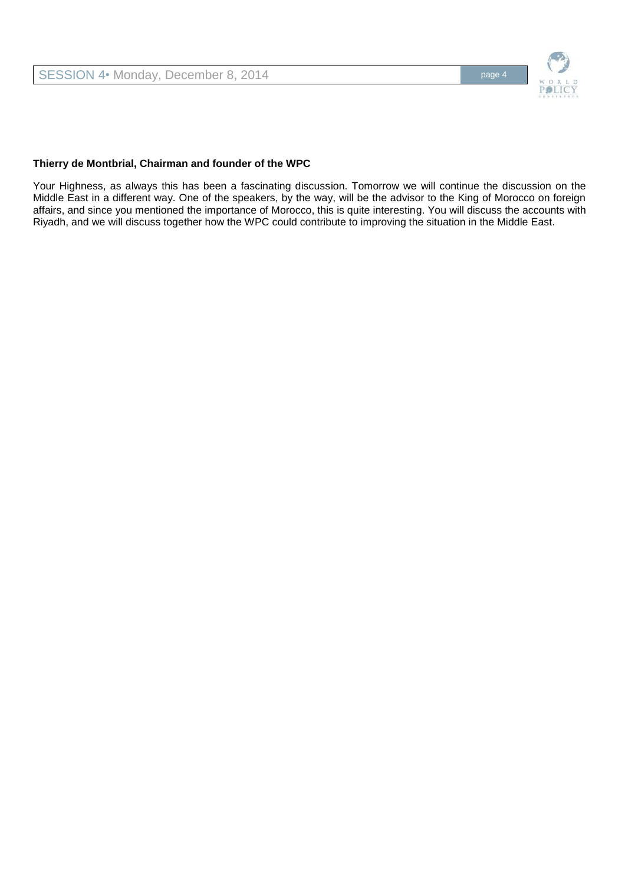**Thierry de Montbrial, Chairman and founder of the WPC**

Your Highness, as always this has been a fascinating discussion. Tomorrow we will continue the discussion on the Middle East in a different way. One of the speakers, by the way, will be the advisor to the King of Morocco on foreign affairs, and since you mentioned the importance of Morocco, this is quite interesting. You will discuss the accounts with Riyadh, and we will discuss together how the WPC could contribute to improving the situation in the Middle East.